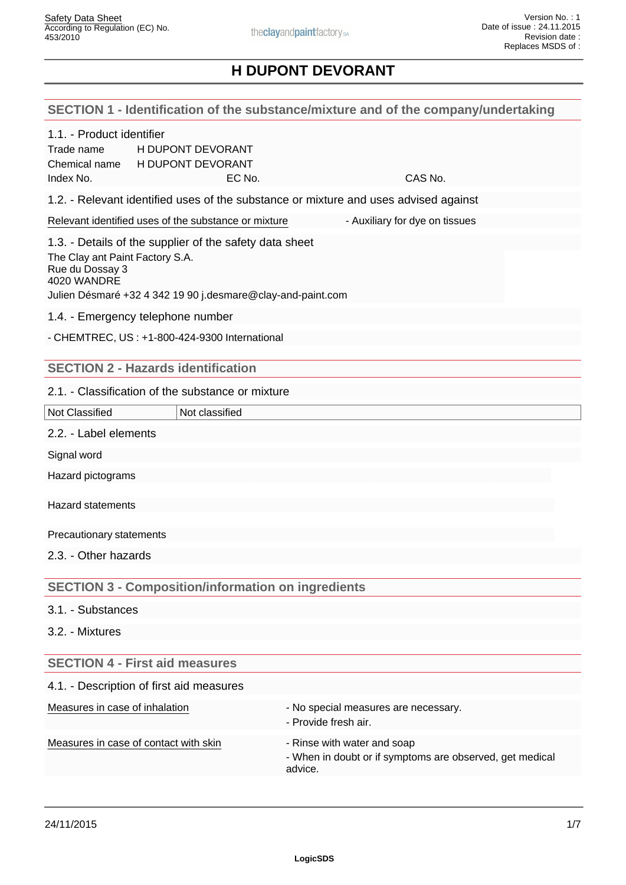Safety Data Sheet
According to Regulation (EC) No. 453/2010

theclayandpaintfactory SA

Version No. : 1
Date of issue : 24.11.2015
Revision date :
Replaces MSDS of :

# H DUPONT DEVORANT

## SECTION 1 - Identification of the substance/mixture and of the company/undertaking

### 1.1. - Product identifier

Trade name H DUPONT DEVORANT
Chemical name H DUPONT DEVORANT
Index No. EC No. CAS No.

### 1.2. - Relevant identified uses of the substance or mixture and uses advised against

Relevant identified uses of the substance or mixture - Auxiliary for dye on tissues

### 1.3. - Details of the supplier of the safety data sheet

The Clay ant Paint Factory S.A.
Rue du Dossay 3
4020 WANDRE
Julien Désmaré +32 4 342 19 90 j.desmare@clay-and-paint.com

### 1.4. - Emergency telephone number

- CHEMTREC, US : +1-800-424-9300 International

## SECTION 2 - Hazards identification

### 2.1. - Classification of the substance or mixture

| | |
|---|---|
| Not Classified | Not classified |

### 2.2. - Label elements

Signal word

Hazard pictograms

Hazard statements

Precautionary statements

### 2.3. - Other hazards

## SECTION 3 - Composition/information on ingredients

### 3.1. - Substances

### 3.2. - Mixtures

## SECTION 4 - First aid measures

### 4.1. - Description of first aid measures

Measures in case of inhalation
- No special measures are necessary.
- Provide fresh air.

Measures in case of contact with skin
- Rinse with water and soap
- When in doubt or if symptoms are observed, get medical advice.

24/11/2015

LogicSDS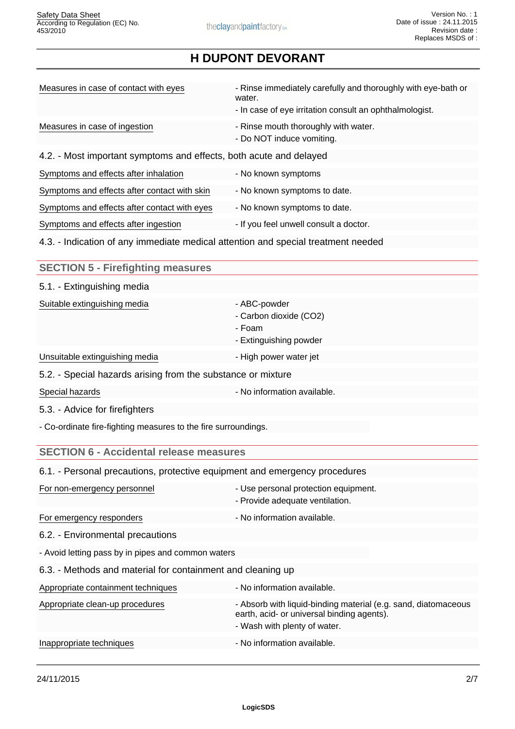# H DUPONT DEVORANT

| | |
|---|---|
| Measures in case of contact with eyes | - Rinse immediately carefully and thoroughly with eye-bath or water.<br>- In case of eye irritation consult an ophthalmologist. |
| Measures in case of ingestion | - Rinse mouth thoroughly with water.<br>- Do NOT induce vomiting. |

4.2. - Most important symptoms and effects, both acute and delayed

| | |
|---|---|
| Symptoms and effects after inhalation | - No known symptoms |
| Symptoms and effects after contact with skin | - No known symptoms to date. |
| Symptoms and effects after contact with eyes | - No known symptoms to date. |
| Symptoms and effects after ingestion | - If you feel unwell consult a doctor. |

4.3. - Indication of any immediate medical attention and special treatment needed

## SECTION 5 - Firefighting measures

5.1. - Extinguishing media

| | |
|---|---|
| Suitable extinguishing media | - ABC-powder<br>- Carbon dioxide ($CO_2$)<br>- Foam<br>- Extinguishing powder |
| Unsuitable extinguishing media | - High power water jet |

5.2. - Special hazards arising from the substance or mixture

| | |
|---|---|
| Special hazards | - No information available. |

5.3. - Advice for firefighters

- Co-ordinate fire-fighting measures to the fire surroundings.

## SECTION 6 - Accidental release measures

6.1. - Personal precautions, protective equipment and emergency procedures

| | |
|---|---|
| For non-emergency personnel | - Use personal protection equipment.<br>- Provide adequate ventilation. |
| For emergency responders | - No information available. |

6.2. - Environmental precautions

- Avoid letting pass by in pipes and common waters

6.3. - Methods and material for containment and cleaning up

| | |
|---|---|
| Appropriate containment techniques | - No information available. |
| Appropriate clean-up procedures | - Absorb with liquid-binding material (e.g. sand, diatomaceous earth, acid- or universal binding agents).<br>- Wash with plenty of water. |
| Inappropriate techniques | - No information available. |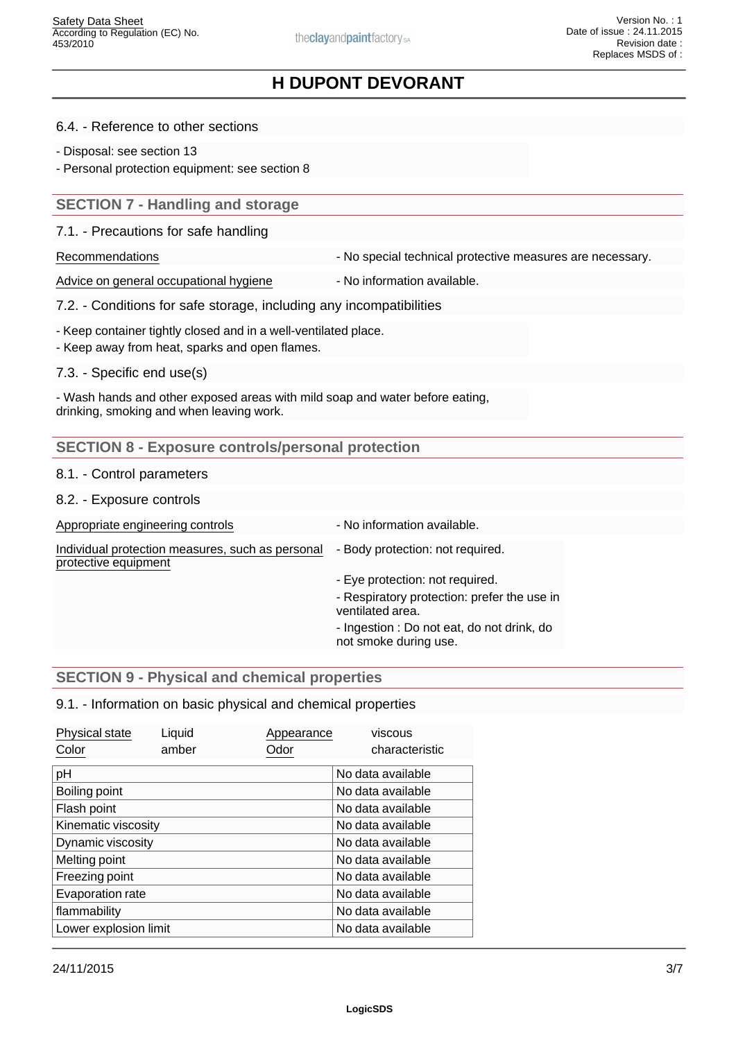# H DUPONT DEVORANT

### 6.4. - Reference to other sections

- Disposal: see section 13
- Personal protection equipment: see section 8

## SECTION 7 - Handling and storage

### 7.1. - Precautions for safe handling

| | |
|---|---|
| Recommendations | - No special technical protective measures are necessary. |
| Advice on general occupational hygiene | - No information available. |

### 7.2. - Conditions for safe storage, including any incompatibilities

- Keep container tightly closed and in a well-ventilated place.
- Keep away from heat, sparks and open flames.

### 7.3. - Specific end use(s)

- Wash hands and other exposed areas with mild soap and water before eating, drinking, smoking and when leaving work.

## SECTION 8 - Exposure controls/personal protection

### 8.1. - Control parameters

### 8.2. - Exposure controls

| | |
|---|---|
| Appropriate engineering controls | - No information available. |
| Individual protection measures, such as personal protective equipment | - Body protection: not required.<br>- Eye protection: not required.<br>- Respiratory protection: prefer the use in ventilated area.<br>- Ingestion : Do not eat, do not drink, do not smoke during use. |

## SECTION 9 - Physical and chemical properties

### 9.1. - Information on basic physical and chemical properties

| | | | |
|---|---|---|---|
| Physical state | Liquid | Appearance | viscous |
| Color | amber | Odor | characteristic |

| | |
|---|---|
| pH | No data available |
| Boiling point | No data available |
| Flash point | No data available |
| Kinematic viscosity | No data available |
| Dynamic viscosity | No data available |
| Melting point | No data available |
| Freezing point | No data available |
| Evaporation rate | No data available |
| flammability | No data available |
| Lower explosion limit | No data available |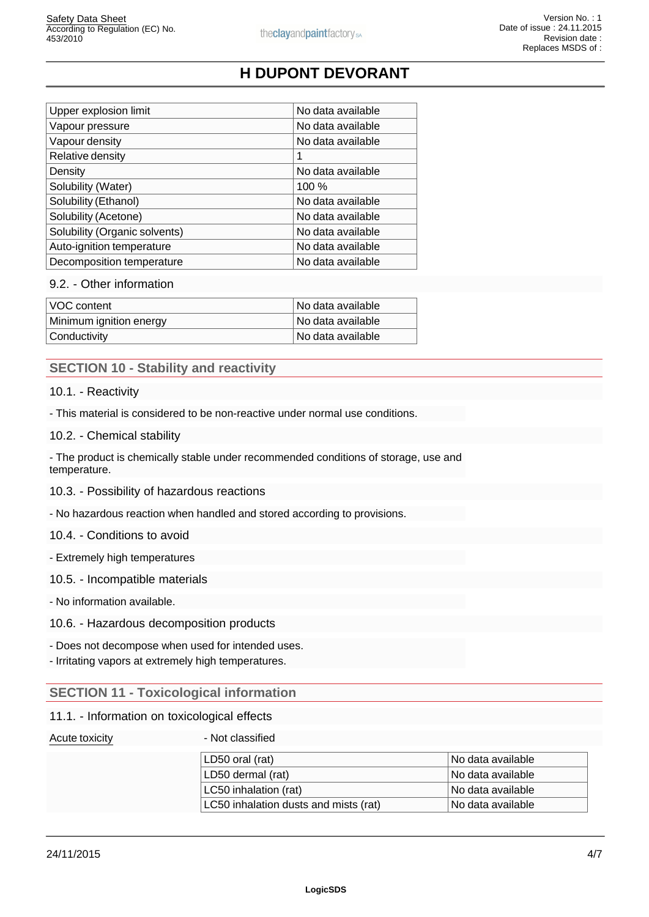| | |
|---|---|
| Upper explosion limit | No data available |
| Vapour pressure | No data available |
| Vapour density | No data available |
| Relative density | 1 |
| Density | No data available |
| Solubility (Water) | 100 % |
| Solubility (Ethanol) | No data available |
| Solubility (Acetone) | No data available |
| Solubility (Organic solvents) | No data available |
| Auto-ignition temperature | No data available |
| Decomposition temperature | No data available |

### 9.2. - Other information

| | |
|---|---|
| VOC content | No data available |
| Minimum ignition energy | No data available |
| Conductivity | No data available |

## SECTION 10 - Stability and reactivity

### 10.1. - Reactivity

- This material is considered to be non-reactive under normal use conditions.

### 10.2. - Chemical stability

- The product is chemically stable under recommended conditions of storage, use and temperature.

### 10.3. - Possibility of hazardous reactions

- No hazardous reaction when handled and stored according to provisions.

### 10.4. - Conditions to avoid

- Extremely high temperatures

### 10.5. - Incompatible materials

- No information available.

### 10.6. - Hazardous decomposition products

- Does not decompose when used for intended uses.
- Irritating vapors at extremely high temperatures.

## SECTION 11 - Toxicological information

### 11.1. - Information on toxicological effects

Acute toxicity - Not classified

| | |
|---|---|
| LD50 oral (rat) | No data available |
| LD50 dermal (rat) | No data available |
| LC50 inhalation (rat) | No data available |
| LC50 inhalation dusts and mists (rat) | No data available |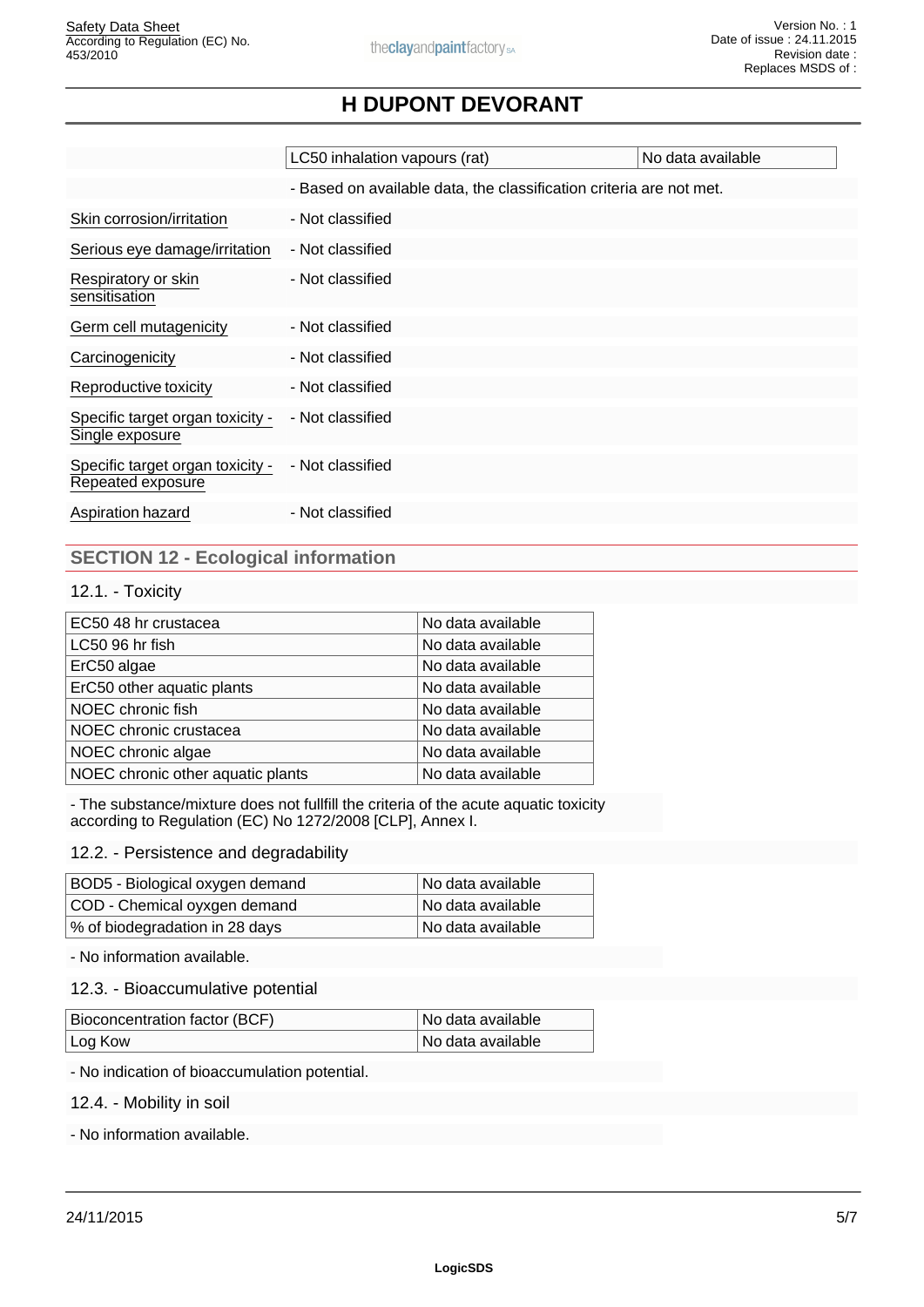| | | |
|---|---|---|
| | LC50 inhalation vapours (rat) | No data available |
| | - Based on available data, the classification criteria are not met. | |
| Skin corrosion/irritation | - Not classified | |
| Serious eye damage/irritation | - Not classified | |
| Respiratory or skin sensitisation | - Not classified | |
| Germ cell mutagenicity | - Not classified | |
| Carcinogenicity | - Not classified | |
| Reproductive toxicity | - Not classified | |
| Specific target organ toxicity - Single exposure | - Not classified | |
| Specific target organ toxicity - Repeated exposure | - Not classified | |
| Aspiration hazard | - Not classified | |

## SECTION 12 - Ecological information

### 12.1. - Toxicity

| | |
|---|---|
| EC50 48 hr crustacea | No data available |
| LC50 96 hr fish | No data available |
| ErC50 algae | No data available |
| ErC50 other aquatic plants | No data available |
| NOEC chronic fish | No data available |
| NOEC chronic crustacea | No data available |
| NOEC chronic algae | No data available |
| NOEC chronic other aquatic plants | No data available |

- The substance/mixture does not fullfill the criteria of the acute aquatic toxicity according to Regulation (EC) No 1272/2008 [CLP], Annex I.

### 12.2. - Persistence and degradability

| | |
|---|---|
| BOD5 - Biological oxygen demand | No data available |
| COD - Chemical oyxgen demand | No data available |
| % of biodegradation in 28 days | No data available |

- No information available.

### 12.3. - Bioaccumulative potential

| | |
|---|---|
| Bioconcentration factor (BCF) | No data available |
| Log Kow | No data available |

- No indication of bioaccumulation potential.

### 12.4. - Mobility in soil

- No information available.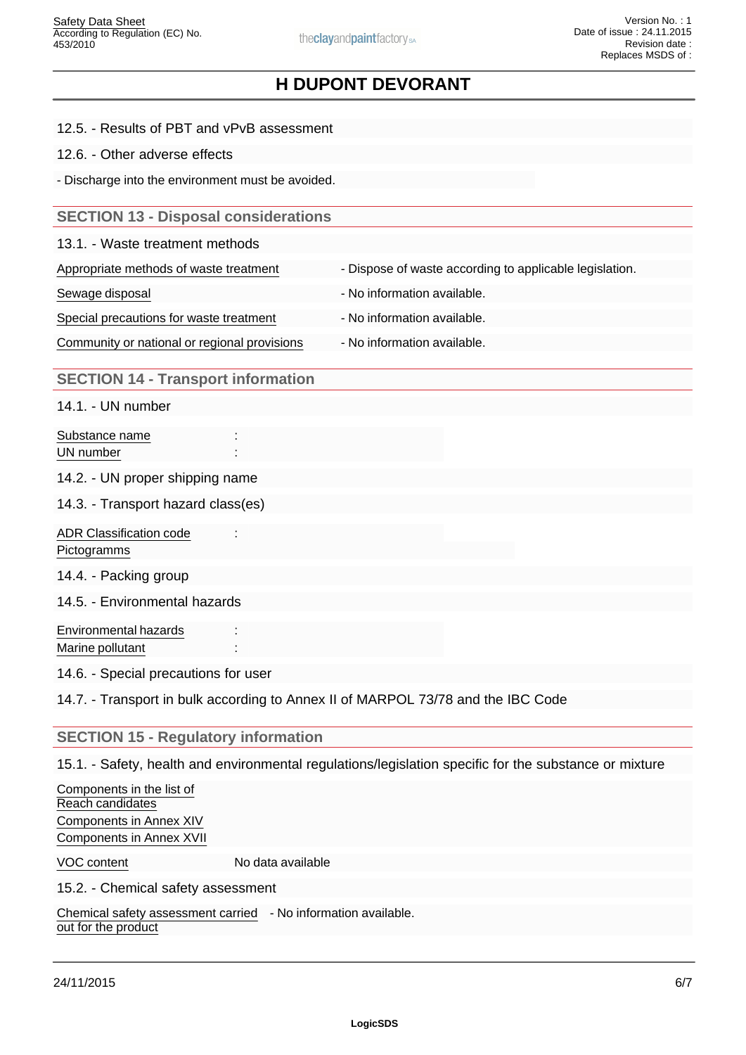12.5. - Results of PBT and vPvB assessment

12.6. - Other adverse effects

- Discharge into the environment must be avoided.

## SECTION 13 - Disposal considerations

13.1. - Waste treatment methods

| | |
|---|---|
| Appropriate methods of waste treatment | - Dispose of waste according to applicable legislation. |
| Sewage disposal | - No information available. |
| Special precautions for waste treatment | - No information available. |
| Community or national or regional provisions | - No information available. |

## SECTION 14 - Transport information

14.1. - UN number

Substance name :
UN number :

14.2. - UN proper shipping name

14.3. - Transport hazard class(es)

ADR Classification code :
Pictogramms

14.4. - Packing group

14.5. - Environmental hazards

Environmental hazards :
Marine pollutant :

14.6. - Special precautions for user

14.7. - Transport in bulk according to Annex II of MARPOL 73/78 and the IBC Code

## SECTION 15 - Regulatory information

15.1. - Safety, health and environmental regulations/legislation specific for the substance or mixture

Components in the list of Reach candidates
Components in Annex XIV
Components in Annex XVII

VOC content No data available

15.2. - Chemical safety assessment

Chemical safety assessment carried out for the product - No information available.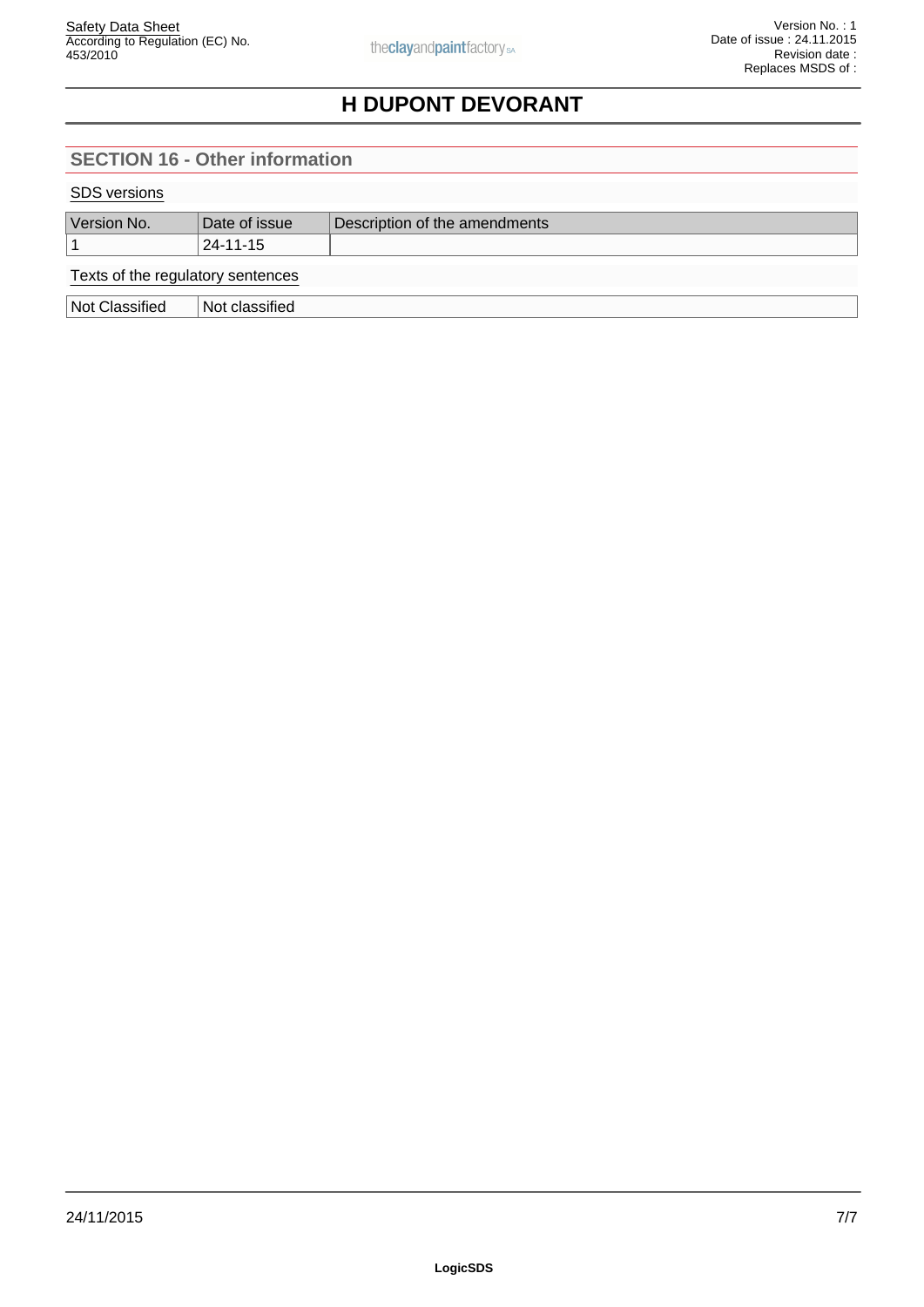# H DUPONT DEVORANT

## SECTION 16 - Other information

SDS versions

| Version No. | Date of issue | Description of the amendments |
|---|---|---|
| 1 | 24-11-15 | |

Texts of the regulatory sentences

| | |
|---|---|
| Not Classified | Not classified |